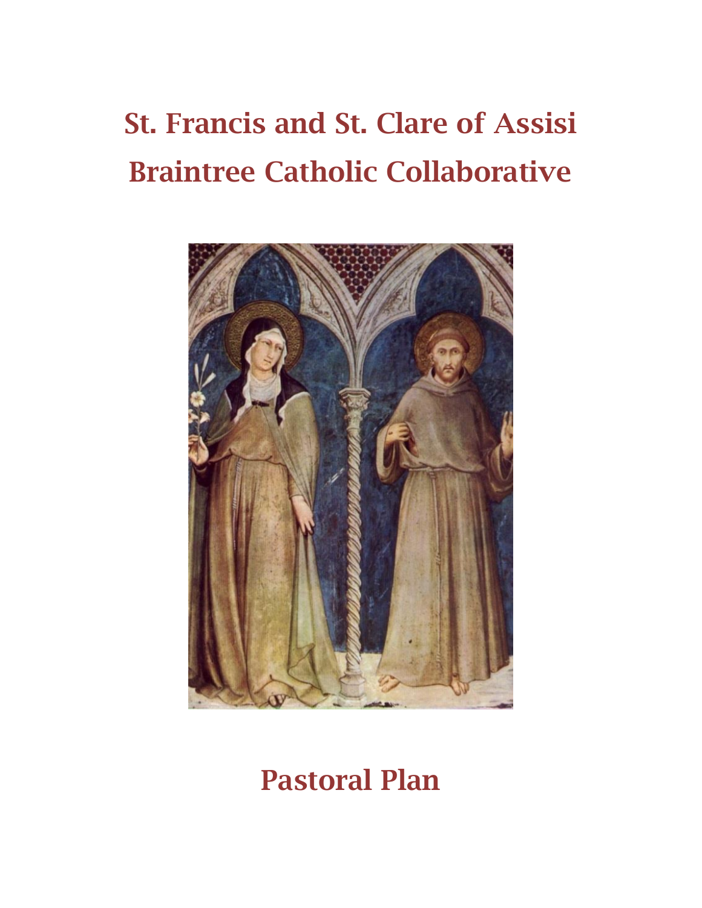# St. Francis and St. Clare of Assisi
# Braintree Catholic Collaborative

# Pastoral Plan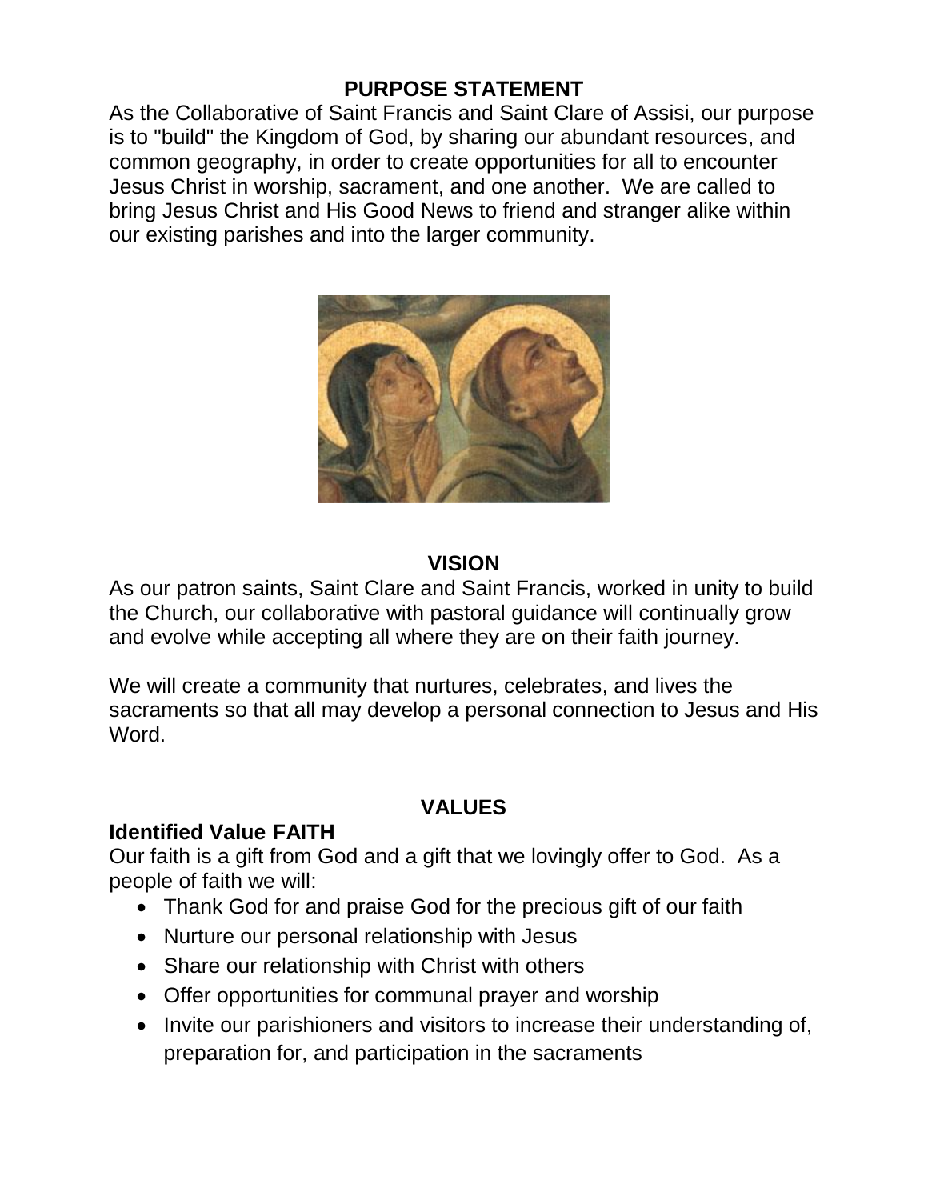## PURPOSE STATEMENT

As the Collaborative of Saint Francis and Saint Clare of Assisi, our purpose is to "build" the Kingdom of God, by sharing our abundant resources, and common geography, in order to create opportunities for all to encounter Jesus Christ in worship, sacrament, and one another. We are called to bring Jesus Christ and His Good News to friend and stranger alike within our existing parishes and into the larger community.

## VISION

As our patron saints, Saint Clare and Saint Francis, worked in unity to build the Church, our collaborative with pastoral guidance will continually grow and evolve while accepting all where they are on their faith journey.

We will create a community that nurtures, celebrates, and lives the sacraments so that all may develop a personal connection to Jesus and His Word.

## VALUES

### Identified Value FAITH

Our faith is a gift from God and a gift that we lovingly offer to God. As a people of faith we will:

- Thank God for and praise God for the precious gift of our faith
- Nurture our personal relationship with Jesus
- Share our relationship with Christ with others
- Offer opportunities for communal prayer and worship
- Invite our parishioners and visitors to increase their understanding of, preparation for, and participation in the sacraments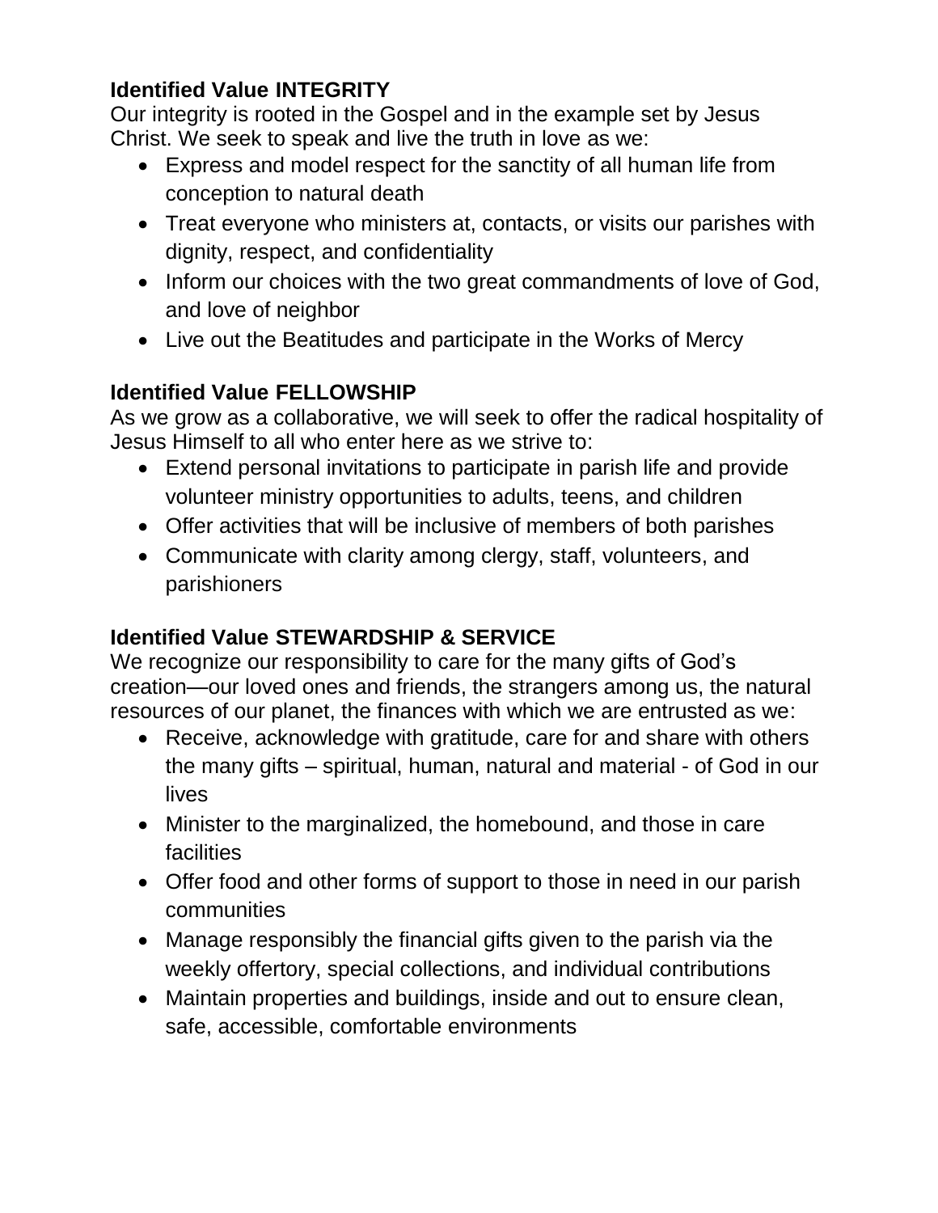**Identified Value INTEGRITY**

Our integrity is rooted in the Gospel and in the example set by Jesus Christ. We seek to speak and live the truth in love as we:

- Express and model respect for the sanctity of all human life from conception to natural death
- Treat everyone who ministers at, contacts, or visits our parishes with dignity, respect, and confidentiality
- Inform our choices with the two great commandments of love of God, and love of neighbor
- Live out the Beatitudes and participate in the Works of Mercy

**Identified Value FELLOWSHIP**

As we grow as a collaborative, we will seek to offer the radical hospitality of Jesus Himself to all who enter here as we strive to:

- Extend personal invitations to participate in parish life and provide volunteer ministry opportunities to adults, teens, and children
- Offer activities that will be inclusive of members of both parishes
- Communicate with clarity among clergy, staff, volunteers, and parishioners

**Identified Value STEWARDSHIP & SERVICE**

We recognize our responsibility to care for the many gifts of God's creation—our loved ones and friends, the strangers among us, the natural resources of our planet, the finances with which we are entrusted as we:

- Receive, acknowledge with gratitude, care for and share with others the many gifts – spiritual, human, natural and material - of God in our lives
- Minister to the marginalized, the homebound, and those in care facilities
- Offer food and other forms of support to those in need in our parish communities
- Manage responsibly the financial gifts given to the parish via the weekly offertory, special collections, and individual contributions
- Maintain properties and buildings, inside and out to ensure clean, safe, accessible, comfortable environments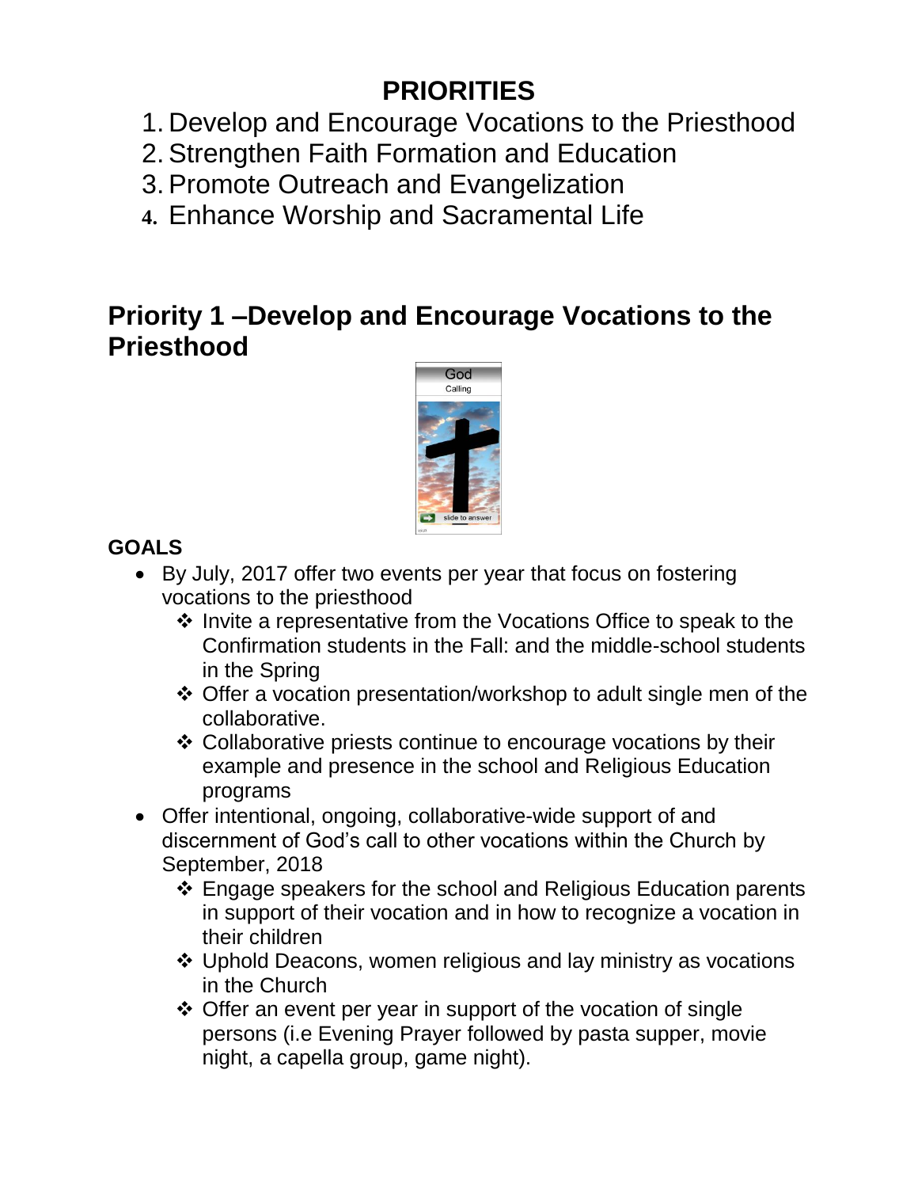# PRIORITIES

1. Develop and Encourage Vocations to the Priesthood
2. Strengthen Faith Formation and Education
3. Promote Outreach and Evangelization
4. Enhance Worship and Sacramental Life

## Priority 1 –Develop and Encourage Vocations to the Priesthood

### GOALS

- By July, 2017 offer two events per year that focus on fostering vocations to the priesthood
  - Invite a representative from the Vocations Office to speak to the Confirmation students in the Fall: and the middle-school students in the Spring
  - Offer a vocation presentation/workshop to adult single men of the collaborative.
  - Collaborative priests continue to encourage vocations by their example and presence in the school and Religious Education programs
- Offer intentional, ongoing, collaborative-wide support of and discernment of God's call to other vocations within the Church by September, 2018
  - Engage speakers for the school and Religious Education parents in support of their vocation and in how to recognize a vocation in their children
  - Uphold Deacons, women religious and lay ministry as vocations in the Church
  - Offer an event per year in support of the vocation of single persons (i.e Evening Prayer followed by pasta supper, movie night, a capella group, game night).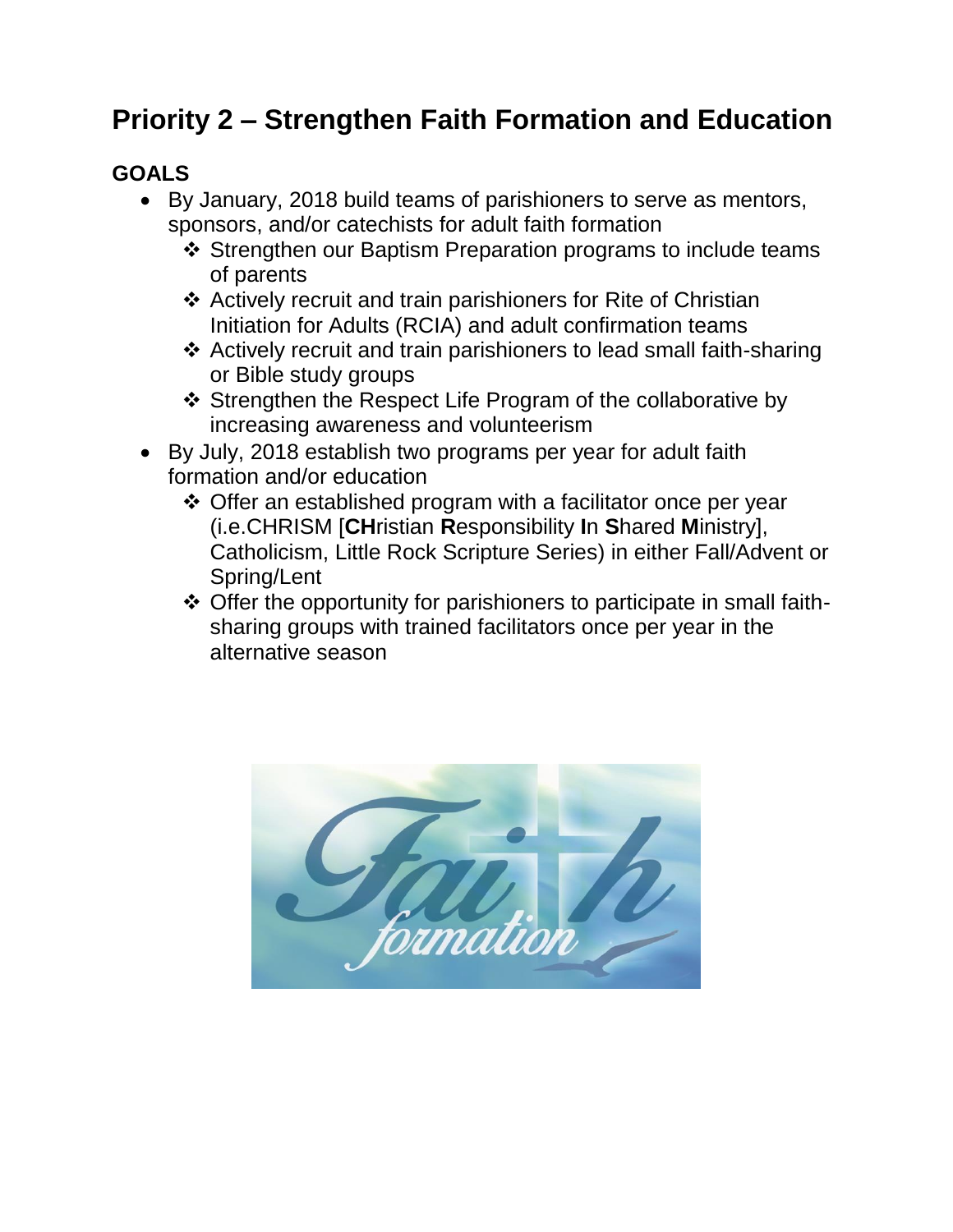# Priority 2 – Strengthen Faith Formation and Education

## GOALS

- By January, 2018 build teams of parishioners to serve as mentors, sponsors, and/or catechists for adult faith formation
  - ❖ Strengthen our Baptism Preparation programs to include teams of parents
  - ❖ Actively recruit and train parishioners for Rite of Christian Initiation for Adults (RCIA) and adult confirmation teams
  - ❖ Actively recruit and train parishioners to lead small faith-sharing or Bible study groups
  - ❖ Strengthen the Respect Life Program of the collaborative by increasing awareness and volunteerism
- By July, 2018 establish two programs per year for adult faith formation and/or education
  - ❖ Offer an established program with a facilitator once per year (i.e.CHRISM [**CH**ristian **R**esponsibility **I**n **S**hared **M**inistry], Catholicism, Little Rock Scripture Series) in either Fall/Advent or Spring/Lent
  - ❖ Offer the opportunity for parishioners to participate in small faith-sharing groups with trained facilitators once per year in the alternative season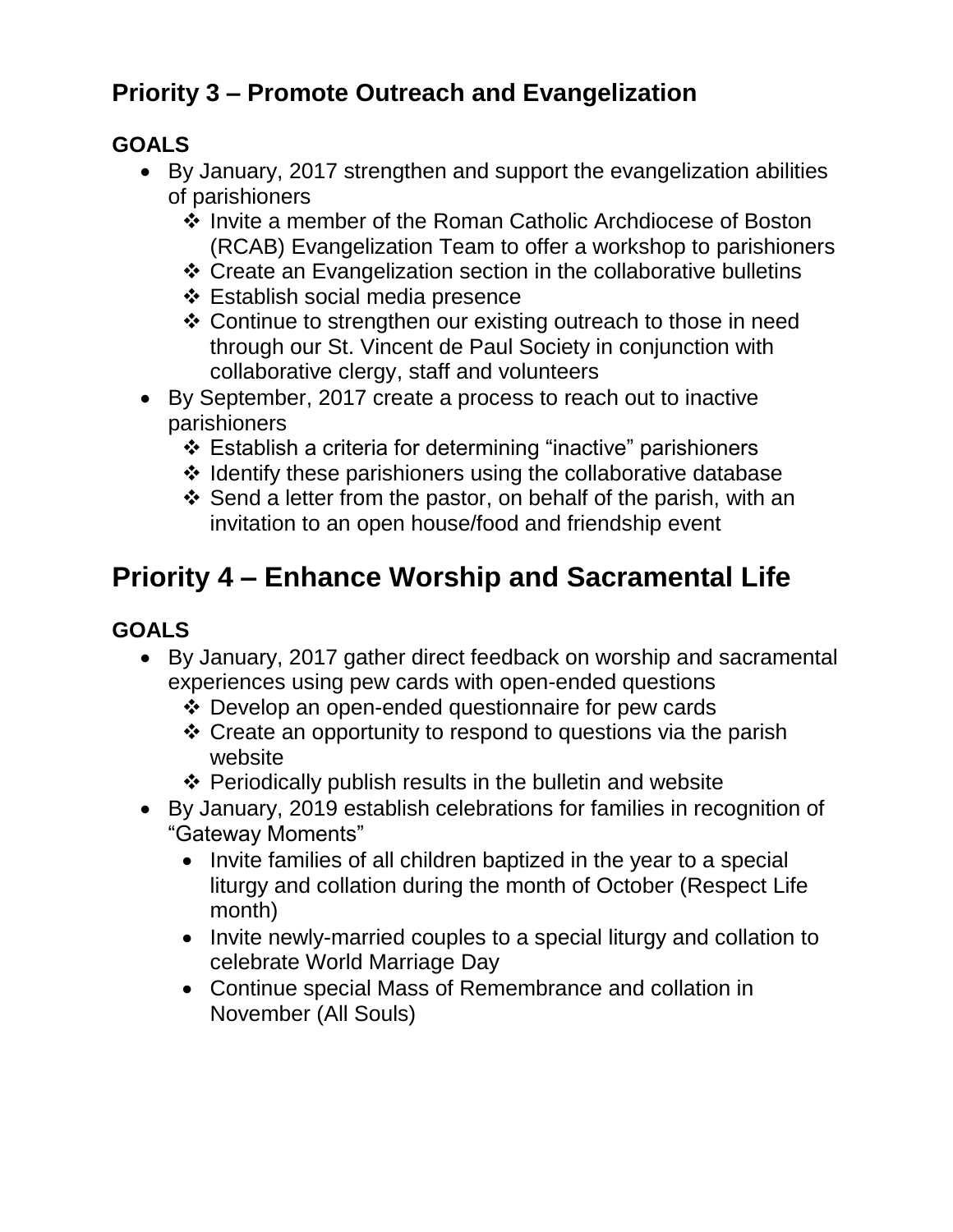## Priority 3 – Promote Outreach and Evangelization

### GOALS

- By January, 2017 strengthen and support the evangelization abilities of parishioners
  - ❖ Invite a member of the Roman Catholic Archdiocese of Boston (RCAB) Evangelization Team to offer a workshop to parishioners
  - ❖ Create an Evangelization section in the collaborative bulletins
  - ❖ Establish social media presence
  - ❖ Continue to strengthen our existing outreach to those in need through our St. Vincent de Paul Society in conjunction with collaborative clergy, staff and volunteers
- By September, 2017 create a process to reach out to inactive parishioners
  - ❖ Establish a criteria for determining "inactive" parishioners
  - ❖ Identify these parishioners using the collaborative database
  - ❖ Send a letter from the pastor, on behalf of the parish, with an invitation to an open house/food and friendship event

# Priority 4 – Enhance Worship and Sacramental Life

### GOALS

- By January, 2017 gather direct feedback on worship and sacramental experiences using pew cards with open-ended questions
  - ❖ Develop an open-ended questionnaire for pew cards
  - ❖ Create an opportunity to respond to questions via the parish website
  - ❖ Periodically publish results in the bulletin and website
- By January, 2019 establish celebrations for families in recognition of "Gateway Moments"
  - Invite families of all children baptized in the year to a special liturgy and collation during the month of October (Respect Life month)
  - Invite newly-married couples to a special liturgy and collation to celebrate World Marriage Day
  - Continue special Mass of Remembrance and collation in November (All Souls)